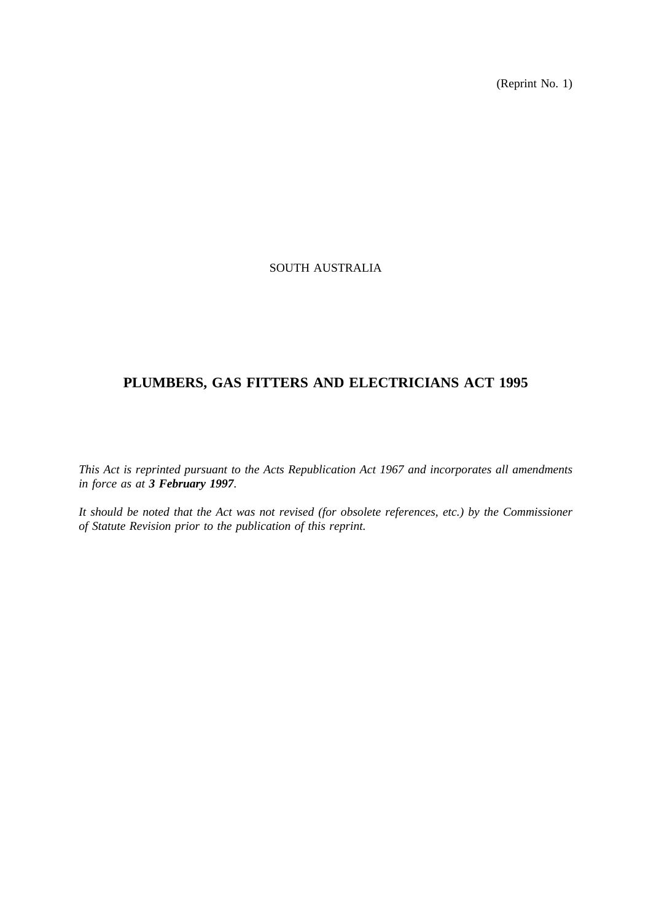(Reprint No. 1)

SOUTH AUSTRALIA

# PLUMBERS, GAS FITTERS AND ELECTRICIANS ACT 1995

*This Act is reprinted pursuant to the Acts Republication Act 1967 and incorporates all amendments in force as at* ***3 February 1997****.*

*It should be noted that the Act was not revised (for obsolete references, etc.) by the Commissioner of Statute Revision prior to the publication of this reprint.*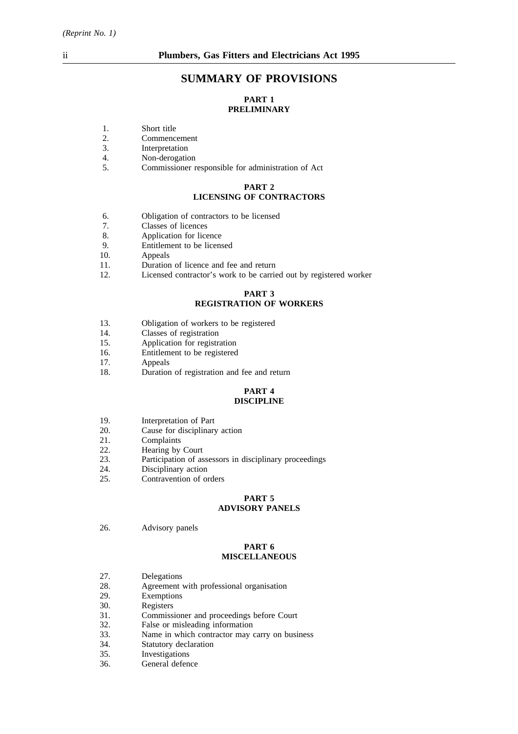# SUMMARY OF PROVISIONS

## PART 1
## PRELIMINARY

1. Short title
2. Commencement
3. Interpretation
4. Non-derogation
5. Commissioner responsible for administration of Act

## PART 2
## LICENSING OF CONTRACTORS

6. Obligation of contractors to be licensed
7. Classes of licences
8. Application for licence
9. Entitlement to be licensed
10. Appeals
11. Duration of licence and fee and return
12. Licensed contractor's work to be carried out by registered worker

## PART 3
## REGISTRATION OF WORKERS

13. Obligation of workers to be registered
14. Classes of registration
15. Application for registration
16. Entitlement to be registered
17. Appeals
18. Duration of registration and fee and return

## PART 4
## DISCIPLINE

19. Interpretation of Part
20. Cause for disciplinary action
21. Complaints
22. Hearing by Court
23. Participation of assessors in disciplinary proceedings
24. Disciplinary action
25. Contravention of orders

## PART 5
## ADVISORY PANELS

26. Advisory panels

## PART 6
## MISCELLANEOUS

27. Delegations
28. Agreement with professional organisation
29. Exemptions
30. Registers
31. Commissioner and proceedings before Court
32. False or misleading information
33. Name in which contractor may carry on business
34. Statutory declaration
35. Investigations
36. General defence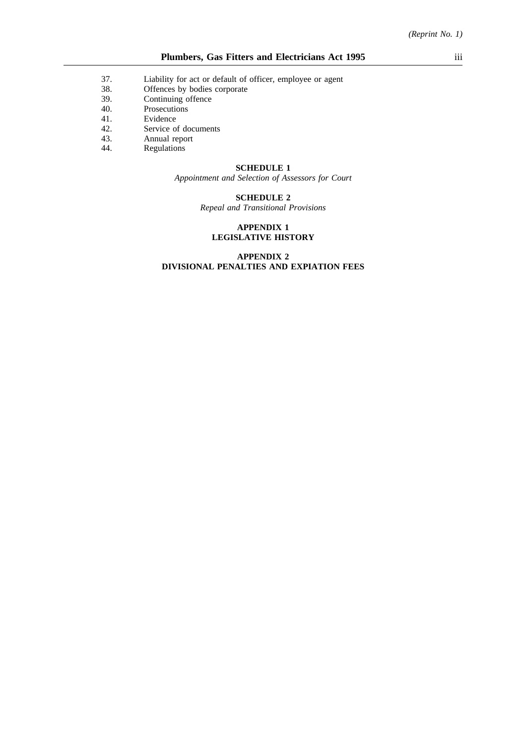37. Liability for act or default of officer, employee or agent
38. Offences by bodies corporate
39. Continuing offence
40. Prosecutions
41. Evidence
42. Service of documents
43. Annual report
44. Regulations

**SCHEDULE 1**

*Appointment and Selection of Assessors for Court*

**SCHEDULE 2**

*Repeal and Transitional Provisions*

**APPENDIX 1**
**LEGISLATIVE HISTORY**

**APPENDIX 2**
**DIVISIONAL PENALTIES AND EXPIATION FEES**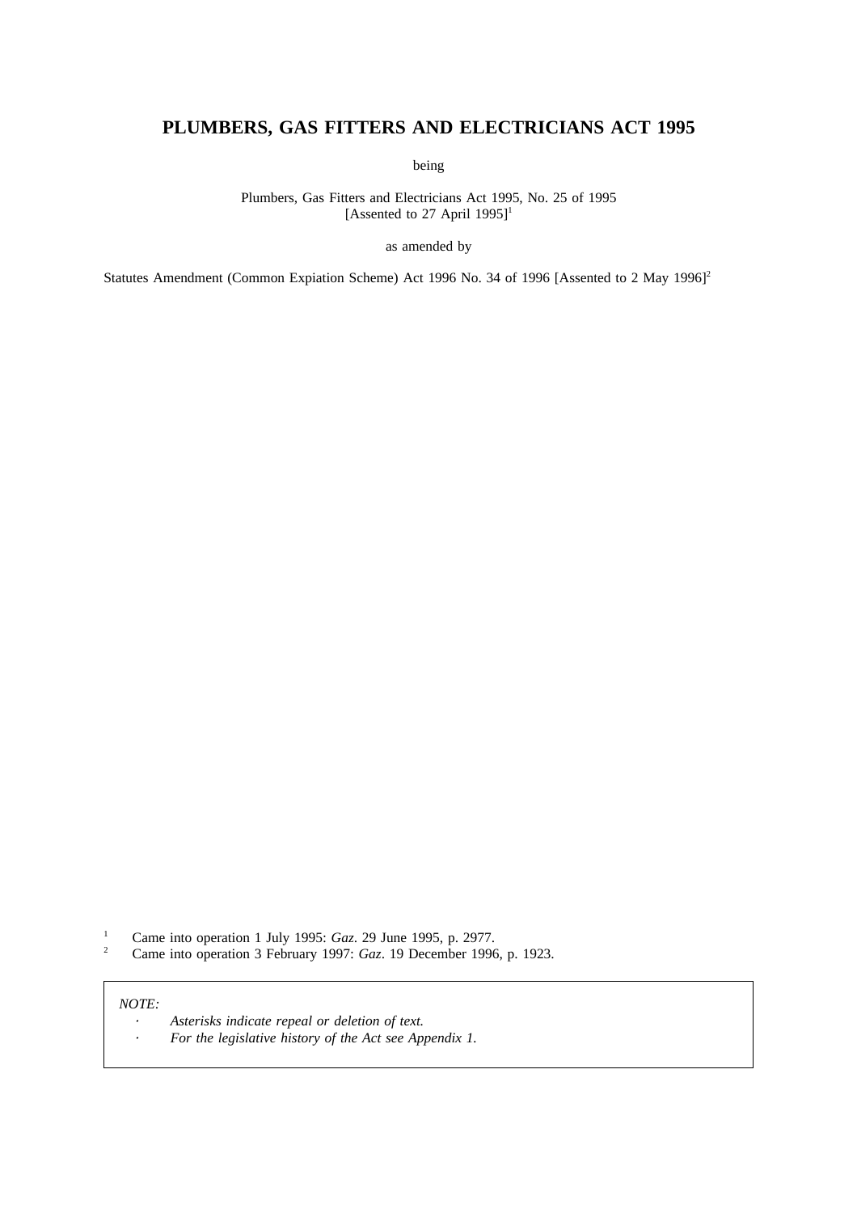# PLUMBERS, GAS FITTERS AND ELECTRICIANS ACT 1995

being

Plumbers, Gas Fitters and Electricians Act 1995, No. 25 of 1995
[Assented to 27 April 1995][1]

as amended by

Statutes Amendment (Common Expiation Scheme) Act 1996 No. 34 of 1996 [Assented to 2 May 1996][2]

[1] Came into operation 1 July 1995: *Gaz.* 29 June 1995, p. 2977.

[2] Came into operation 3 February 1997: *Gaz*. 19 December 1996, p. 1923.

*NOTE:*

- *Asterisks indicate repeal or deletion of text.*
- *For the legislative history of the Act see Appendix 1.*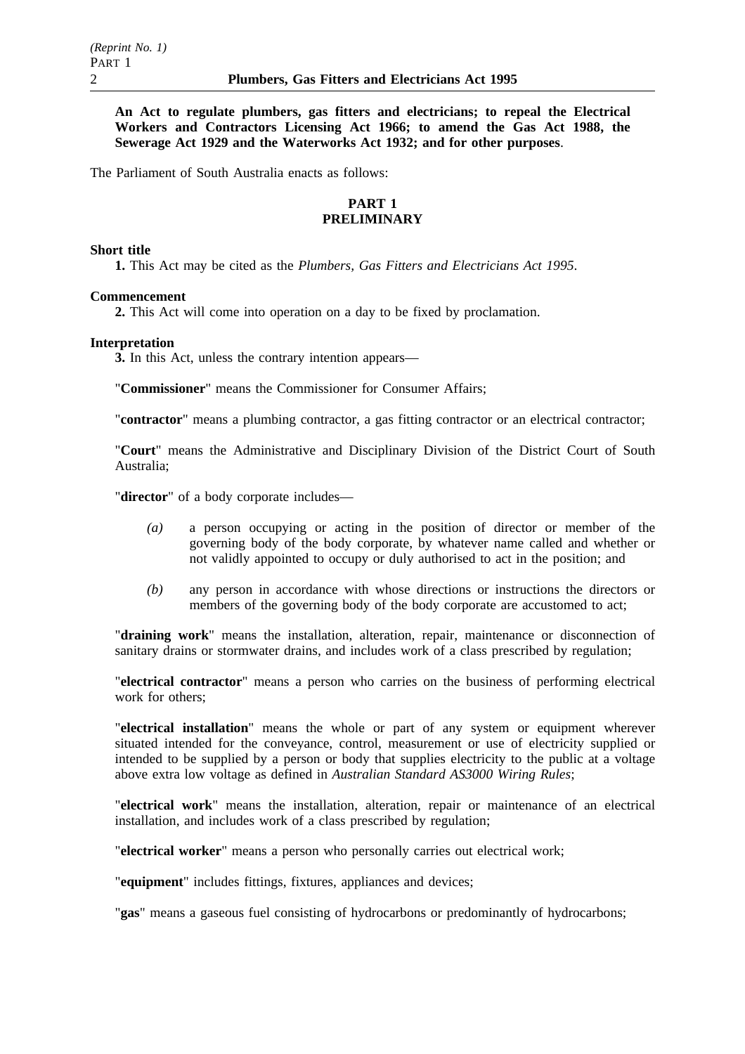**An Act to regulate plumbers, gas fitters and electricians; to repeal the Electrical Workers and Contractors Licensing Act 1966; to amend the Gas Act 1988, the Sewerage Act 1929 and the Waterworks Act 1932; and for other purposes**.

The Parliament of South Australia enacts as follows:

## PART 1
## PRELIMINARY

**Short title**

**1.** This Act may be cited as the *Plumbers, Gas Fitters and Electricians Act 1995*.

**Commencement**

**2.** This Act will come into operation on a day to be fixed by proclamation.

**Interpretation**

**3.** In this Act, unless the contrary intention appears—

"**Commissioner**" means the Commissioner for Consumer Affairs;

"**contractor**" means a plumbing contractor, a gas fitting contractor or an electrical contractor;

"**Court**" means the Administrative and Disciplinary Division of the District Court of South Australia;

"**director**" of a body corporate includes—

*(a)* a person occupying or acting in the position of director or member of the governing body of the body corporate, by whatever name called and whether or not validly appointed to occupy or duly authorised to act in the position; and

*(b)* any person in accordance with whose directions or instructions the directors or members of the governing body of the body corporate are accustomed to act;

"**draining work**" means the installation, alteration, repair, maintenance or disconnection of sanitary drains or stormwater drains, and includes work of a class prescribed by regulation;

"**electrical contractor**" means a person who carries on the business of performing electrical work for others;

"**electrical installation**" means the whole or part of any system or equipment wherever situated intended for the conveyance, control, measurement or use of electricity supplied or intended to be supplied by a person or body that supplies electricity to the public at a voltage above extra low voltage as defined in *Australian Standard AS3000 Wiring Rules*;

"**electrical work**" means the installation, alteration, repair or maintenance of an electrical installation, and includes work of a class prescribed by regulation;

"**electrical worker**" means a person who personally carries out electrical work;

"**equipment**" includes fittings, fixtures, appliances and devices;

"**gas**" means a gaseous fuel consisting of hydrocarbons or predominantly of hydrocarbons;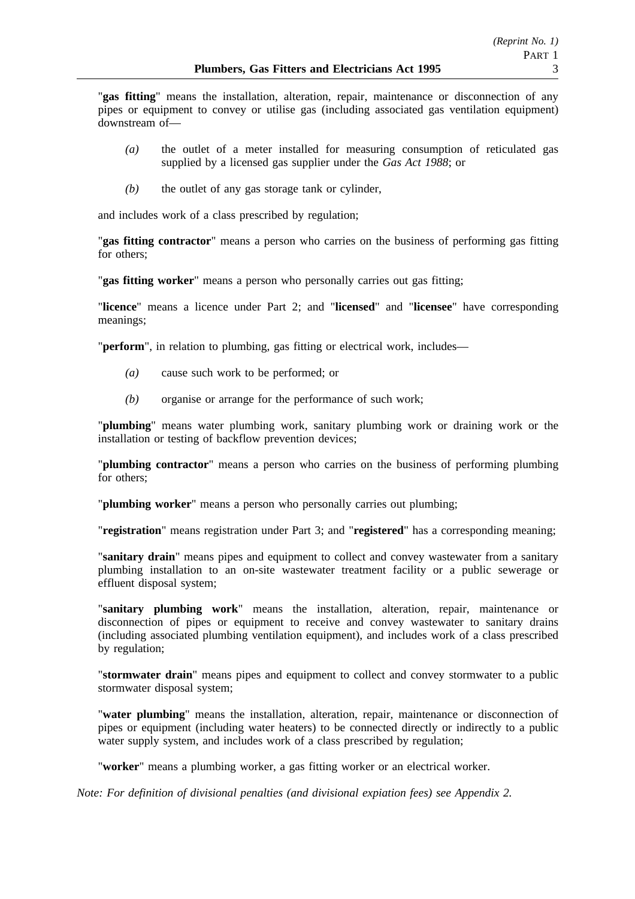"**gas fitting**" means the installation, alteration, repair, maintenance or disconnection of any pipes or equipment to convey or utilise gas (including associated gas ventilation equipment) downstream of—

*(a)* the outlet of a meter installed for measuring consumption of reticulated gas supplied by a licensed gas supplier under the *Gas Act 1988*; or

*(b)* the outlet of any gas storage tank or cylinder,

and includes work of a class prescribed by regulation;

"**gas fitting contractor**" means a person who carries on the business of performing gas fitting for others;

"**gas fitting worker**" means a person who personally carries out gas fitting;

"**licence**" means a licence under Part 2; and "**licensed**" and "**licensee**" have corresponding meanings;

"**perform**", in relation to plumbing, gas fitting or electrical work, includes—

*(a)* cause such work to be performed; or

*(b)* organise or arrange for the performance of such work;

"**plumbing**" means water plumbing work, sanitary plumbing work or draining work or the installation or testing of backflow prevention devices;

"**plumbing contractor**" means a person who carries on the business of performing plumbing for others;

"**plumbing worker**" means a person who personally carries out plumbing;

"**registration**" means registration under Part 3; and "**registered**" has a corresponding meaning;

"**sanitary drain**" means pipes and equipment to collect and convey wastewater from a sanitary plumbing installation to an on-site wastewater treatment facility or a public sewerage or effluent disposal system;

"**sanitary plumbing work**" means the installation, alteration, repair, maintenance or disconnection of pipes or equipment to receive and convey wastewater to sanitary drains (including associated plumbing ventilation equipment), and includes work of a class prescribed by regulation;

"**stormwater drain**" means pipes and equipment to collect and convey stormwater to a public stormwater disposal system;

"**water plumbing**" means the installation, alteration, repair, maintenance or disconnection of pipes or equipment (including water heaters) to be connected directly or indirectly to a public water supply system, and includes work of a class prescribed by regulation;

"**worker**" means a plumbing worker, a gas fitting worker or an electrical worker.

*Note: For definition of divisional penalties (and divisional expiation fees) see Appendix 2.*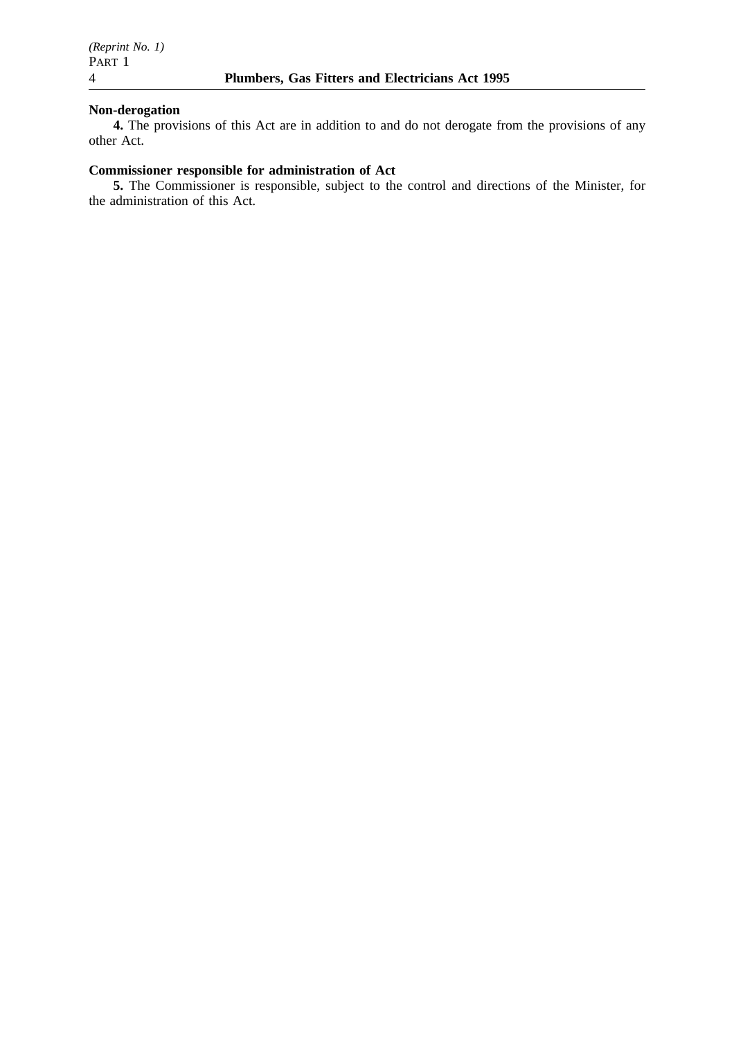**Non-derogation**

**4.** The provisions of this Act are in addition to and do not derogate from the provisions of any other Act.

**Commissioner responsible for administration of Act**

**5.** The Commissioner is responsible, subject to the control and directions of the Minister, for the administration of this Act.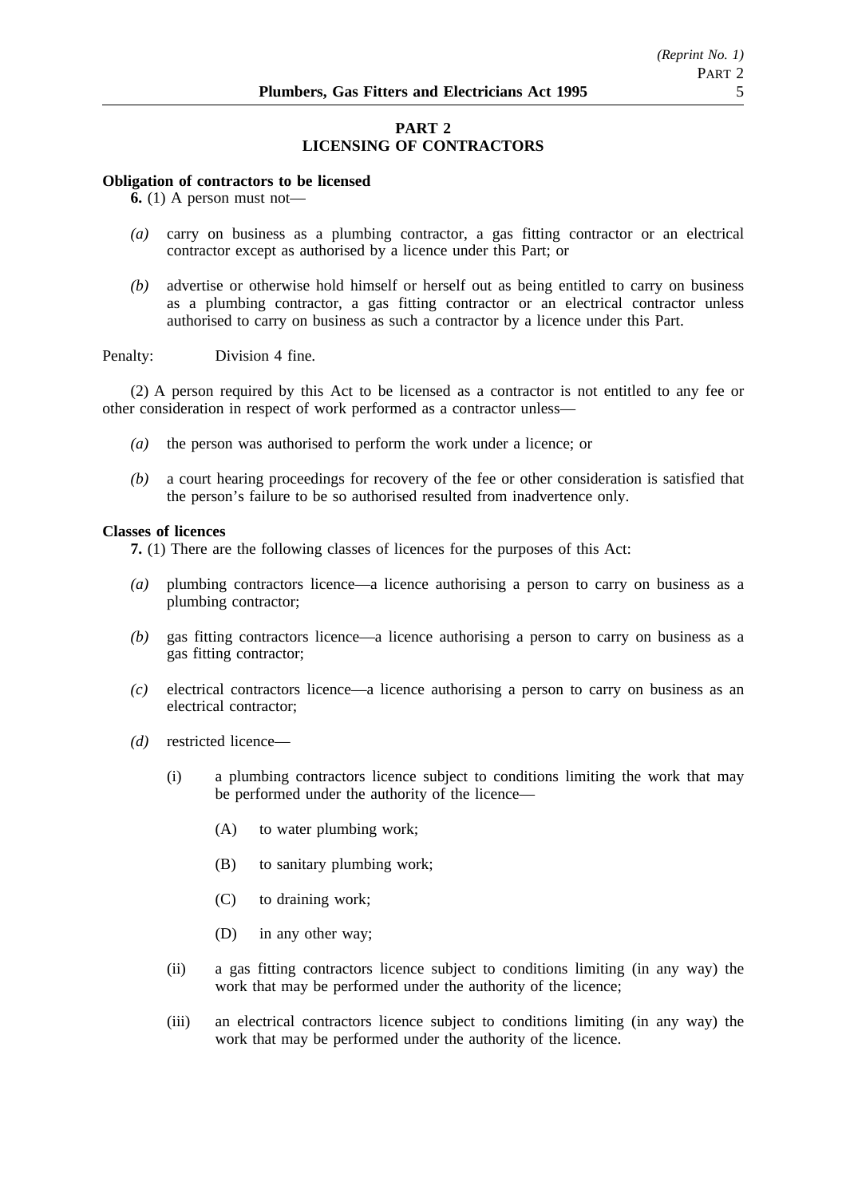## PART 2
## LICENSING OF CONTRACTORS

**Obligation of contractors to be licensed**

**6.** (1) A person must not—

*(a)* carry on business as a plumbing contractor, a gas fitting contractor or an electrical contractor except as authorised by a licence under this Part; or

*(b)* advertise or otherwise hold himself or herself out as being entitled to carry on business as a plumbing contractor, a gas fitting contractor or an electrical contractor unless authorised to carry on business as such a contractor by a licence under this Part.

Penalty: Division 4 fine.

(2) A person required by this Act to be licensed as a contractor is not entitled to any fee or other consideration in respect of work performed as a contractor unless—

*(a)* the person was authorised to perform the work under a licence; or

*(b)* a court hearing proceedings for recovery of the fee or other consideration is satisfied that the person's failure to be so authorised resulted from inadvertence only.

**Classes of licences**

**7.** (1) There are the following classes of licences for the purposes of this Act:

*(a)* plumbing contractors licence—a licence authorising a person to carry on business as a plumbing contractor;

*(b)* gas fitting contractors licence—a licence authorising a person to carry on business as a gas fitting contractor;

*(c)* electrical contractors licence—a licence authorising a person to carry on business as an electrical contractor;

*(d)* restricted licence—

(i) a plumbing contractors licence subject to conditions limiting the work that may be performed under the authority of the licence—

(A) to water plumbing work;

(B) to sanitary plumbing work;

(C) to draining work;

(D) in any other way;

(ii) a gas fitting contractors licence subject to conditions limiting (in any way) the work that may be performed under the authority of the licence;

(iii) an electrical contractors licence subject to conditions limiting (in any way) the work that may be performed under the authority of the licence.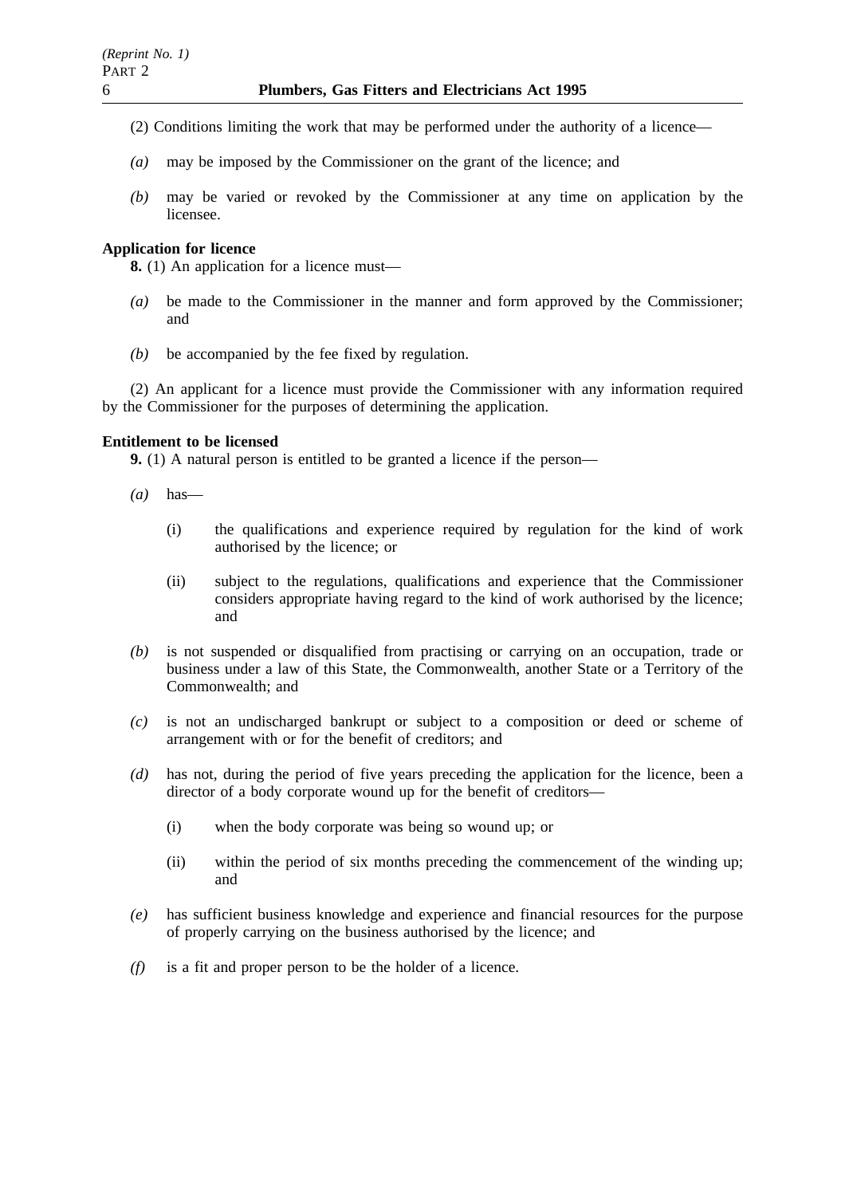(2) Conditions limiting the work that may be performed under the authority of a licence—

*(a)* may be imposed by the Commissioner on the grant of the licence; and

*(b)* may be varied or revoked by the Commissioner at any time on application by the licensee.

**Application for licence**

**8.** (1) An application for a licence must—

*(a)* be made to the Commissioner in the manner and form approved by the Commissioner; and

*(b)* be accompanied by the fee fixed by regulation.

(2) An applicant for a licence must provide the Commissioner with any information required by the Commissioner for the purposes of determining the application.

**Entitlement to be licensed**

**9.** (1) A natural person is entitled to be granted a licence if the person—

*(a)* has—

(i) the qualifications and experience required by regulation for the kind of work authorised by the licence; or

(ii) subject to the regulations, qualifications and experience that the Commissioner considers appropriate having regard to the kind of work authorised by the licence; and

*(b)* is not suspended or disqualified from practising or carrying on an occupation, trade or business under a law of this State, the Commonwealth, another State or a Territory of the Commonwealth; and

*(c)* is not an undischarged bankrupt or subject to a composition or deed or scheme of arrangement with or for the benefit of creditors; and

*(d)* has not, during the period of five years preceding the application for the licence, been a director of a body corporate wound up for the benefit of creditors—

(i) when the body corporate was being so wound up; or

(ii) within the period of six months preceding the commencement of the winding up; and

*(e)* has sufficient business knowledge and experience and financial resources for the purpose of properly carrying on the business authorised by the licence; and

*(f)* is a fit and proper person to be the holder of a licence.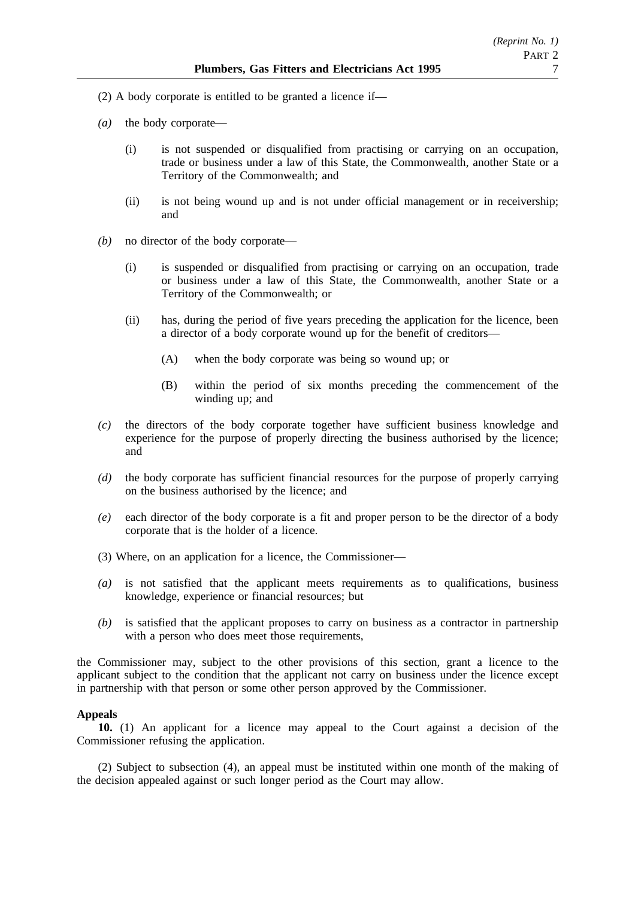(2) A body corporate is entitled to be granted a licence if—

*(a)* the body corporate—

(i) is not suspended or disqualified from practising or carrying on an occupation, trade or business under a law of this State, the Commonwealth, another State or a Territory of the Commonwealth; and

(ii) is not being wound up and is not under official management or in receivership; and

*(b)* no director of the body corporate—

(i) is suspended or disqualified from practising or carrying on an occupation, trade or business under a law of this State, the Commonwealth, another State or a Territory of the Commonwealth; or

(ii) has, during the period of five years preceding the application for the licence, been a director of a body corporate wound up for the benefit of creditors—

(A) when the body corporate was being so wound up; or

(B) within the period of six months preceding the commencement of the winding up; and

*(c)* the directors of the body corporate together have sufficient business knowledge and experience for the purpose of properly directing the business authorised by the licence; and

*(d)* the body corporate has sufficient financial resources for the purpose of properly carrying on the business authorised by the licence; and

*(e)* each director of the body corporate is a fit and proper person to be the director of a body corporate that is the holder of a licence.

(3) Where, on an application for a licence, the Commissioner—

*(a)* is not satisfied that the applicant meets requirements as to qualifications, business knowledge, experience or financial resources; but

*(b)* is satisfied that the applicant proposes to carry on business as a contractor in partnership with a person who does meet those requirements,

the Commissioner may, subject to the other provisions of this section, grant a licence to the applicant subject to the condition that the applicant not carry on business under the licence except in partnership with that person or some other person approved by the Commissioner.

**Appeals**

**10.** (1) An applicant for a licence may appeal to the Court against a decision of the Commissioner refusing the application.

(2) Subject to subsection (4), an appeal must be instituted within one month of the making of the decision appealed against or such longer period as the Court may allow.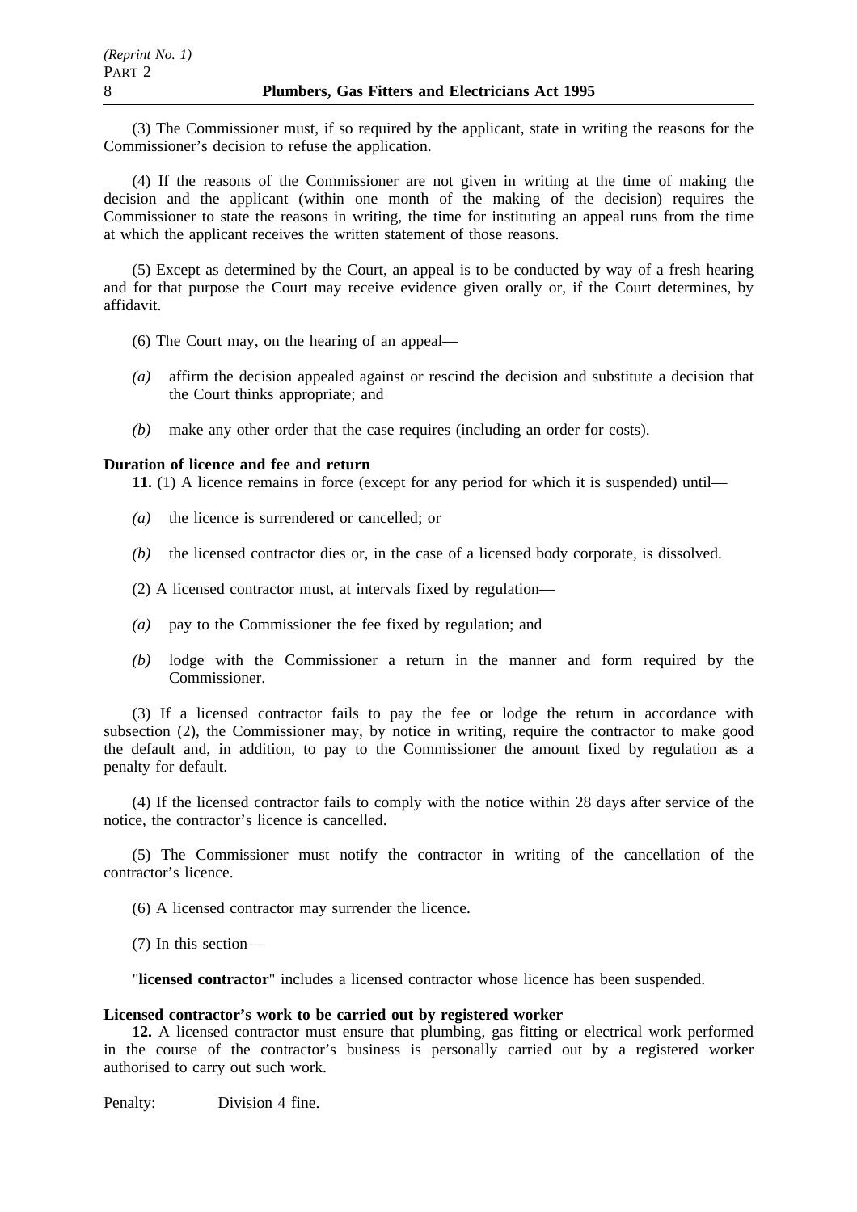(3) The Commissioner must, if so required by the applicant, state in writing the reasons for the Commissioner's decision to refuse the application.

(4) If the reasons of the Commissioner are not given in writing at the time of making the decision and the applicant (within one month of the making of the decision) requires the Commissioner to state the reasons in writing, the time for instituting an appeal runs from the time at which the applicant receives the written statement of those reasons.

(5) Except as determined by the Court, an appeal is to be conducted by way of a fresh hearing and for that purpose the Court may receive evidence given orally or, if the Court determines, by affidavit.

(6) The Court may, on the hearing of an appeal—

*(a)* affirm the decision appealed against or rescind the decision and substitute a decision that the Court thinks appropriate; and

*(b)* make any other order that the case requires (including an order for costs).

**Duration of licence and fee and return**

**11.** (1) A licence remains in force (except for any period for which it is suspended) until—

*(a)* the licence is surrendered or cancelled; or

*(b)* the licensed contractor dies or, in the case of a licensed body corporate, is dissolved.

(2) A licensed contractor must, at intervals fixed by regulation—

*(a)* pay to the Commissioner the fee fixed by regulation; and

*(b)* lodge with the Commissioner a return in the manner and form required by the Commissioner.

(3) If a licensed contractor fails to pay the fee or lodge the return in accordance with subsection (2), the Commissioner may, by notice in writing, require the contractor to make good the default and, in addition, to pay to the Commissioner the amount fixed by regulation as a penalty for default.

(4) If the licensed contractor fails to comply with the notice within 28 days after service of the notice, the contractor's licence is cancelled.

(5) The Commissioner must notify the contractor in writing of the cancellation of the contractor's licence.

(6) A licensed contractor may surrender the licence.

(7) In this section—

"**licensed contractor**" includes a licensed contractor whose licence has been suspended.

**Licensed contractor's work to be carried out by registered worker**

**12.** A licensed contractor must ensure that plumbing, gas fitting or electrical work performed in the course of the contractor's business is personally carried out by a registered worker authorised to carry out such work.

Penalty: Division 4 fine.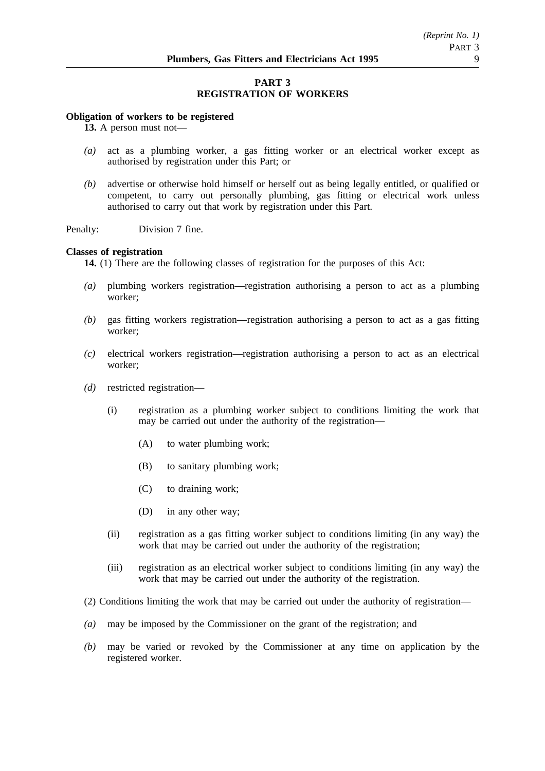## PART 3
## REGISTRATION OF WORKERS

**Obligation of workers to be registered**

**13.** A person must not—

*(a)* act as a plumbing worker, a gas fitting worker or an electrical worker except as authorised by registration under this Part; or

*(b)* advertise or otherwise hold himself or herself out as being legally entitled, or qualified or competent, to carry out personally plumbing, gas fitting or electrical work unless authorised to carry out that work by registration under this Part.

Penalty: Division 7 fine.

**Classes of registration**

**14.** (1) There are the following classes of registration for the purposes of this Act:

*(a)* plumbing workers registration—registration authorising a person to act as a plumbing worker;

*(b)* gas fitting workers registration—registration authorising a person to act as a gas fitting worker;

*(c)* electrical workers registration—registration authorising a person to act as an electrical worker;

*(d)* restricted registration—

(i) registration as a plumbing worker subject to conditions limiting the work that may be carried out under the authority of the registration—

(A) to water plumbing work;

(B) to sanitary plumbing work;

(C) to draining work;

(D) in any other way;

(ii) registration as a gas fitting worker subject to conditions limiting (in any way) the work that may be carried out under the authority of the registration;

(iii) registration as an electrical worker subject to conditions limiting (in any way) the work that may be carried out under the authority of the registration.

(2) Conditions limiting the work that may be carried out under the authority of registration—

*(a)* may be imposed by the Commissioner on the grant of the registration; and

*(b)* may be varied or revoked by the Commissioner at any time on application by the registered worker.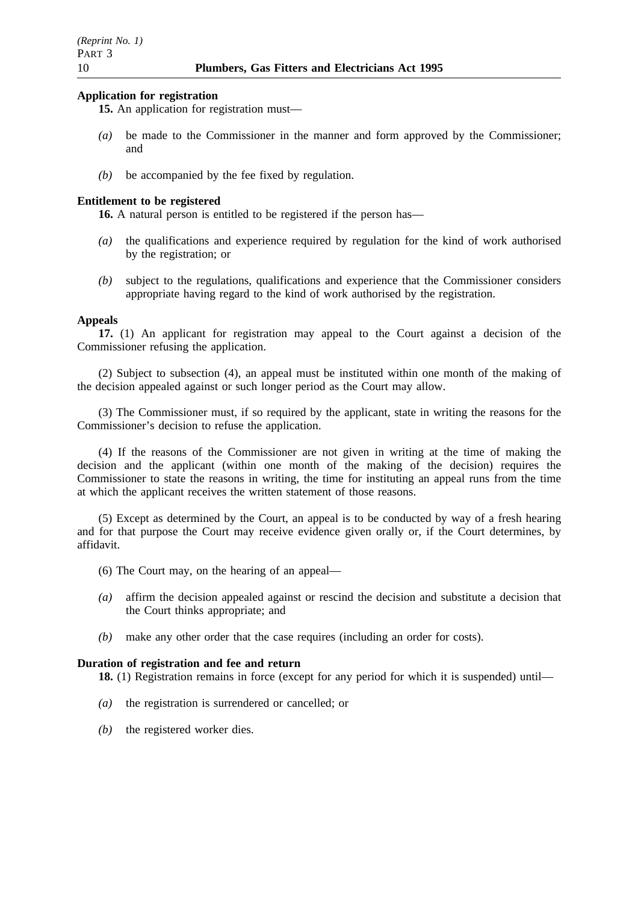**Application for registration**

**15.** An application for registration must—

*(a)* be made to the Commissioner in the manner and form approved by the Commissioner; and

*(b)* be accompanied by the fee fixed by regulation.

**Entitlement to be registered**

**16.** A natural person is entitled to be registered if the person has—

*(a)* the qualifications and experience required by regulation for the kind of work authorised by the registration; or

*(b)* subject to the regulations, qualifications and experience that the Commissioner considers appropriate having regard to the kind of work authorised by the registration.

**Appeals**

**17.** (1) An applicant for registration may appeal to the Court against a decision of the Commissioner refusing the application.

(2) Subject to subsection (4), an appeal must be instituted within one month of the making of the decision appealed against or such longer period as the Court may allow.

(3) The Commissioner must, if so required by the applicant, state in writing the reasons for the Commissioner's decision to refuse the application.

(4) If the reasons of the Commissioner are not given in writing at the time of making the decision and the applicant (within one month of the making of the decision) requires the Commissioner to state the reasons in writing, the time for instituting an appeal runs from the time at which the applicant receives the written statement of those reasons.

(5) Except as determined by the Court, an appeal is to be conducted by way of a fresh hearing and for that purpose the Court may receive evidence given orally or, if the Court determines, by affidavit.

(6) The Court may, on the hearing of an appeal—

*(a)* affirm the decision appealed against or rescind the decision and substitute a decision that the Court thinks appropriate; and

*(b)* make any other order that the case requires (including an order for costs).

**Duration of registration and fee and return**

**18.** (1) Registration remains in force (except for any period for which it is suspended) until—

*(a)* the registration is surrendered or cancelled; or

*(b)* the registered worker dies.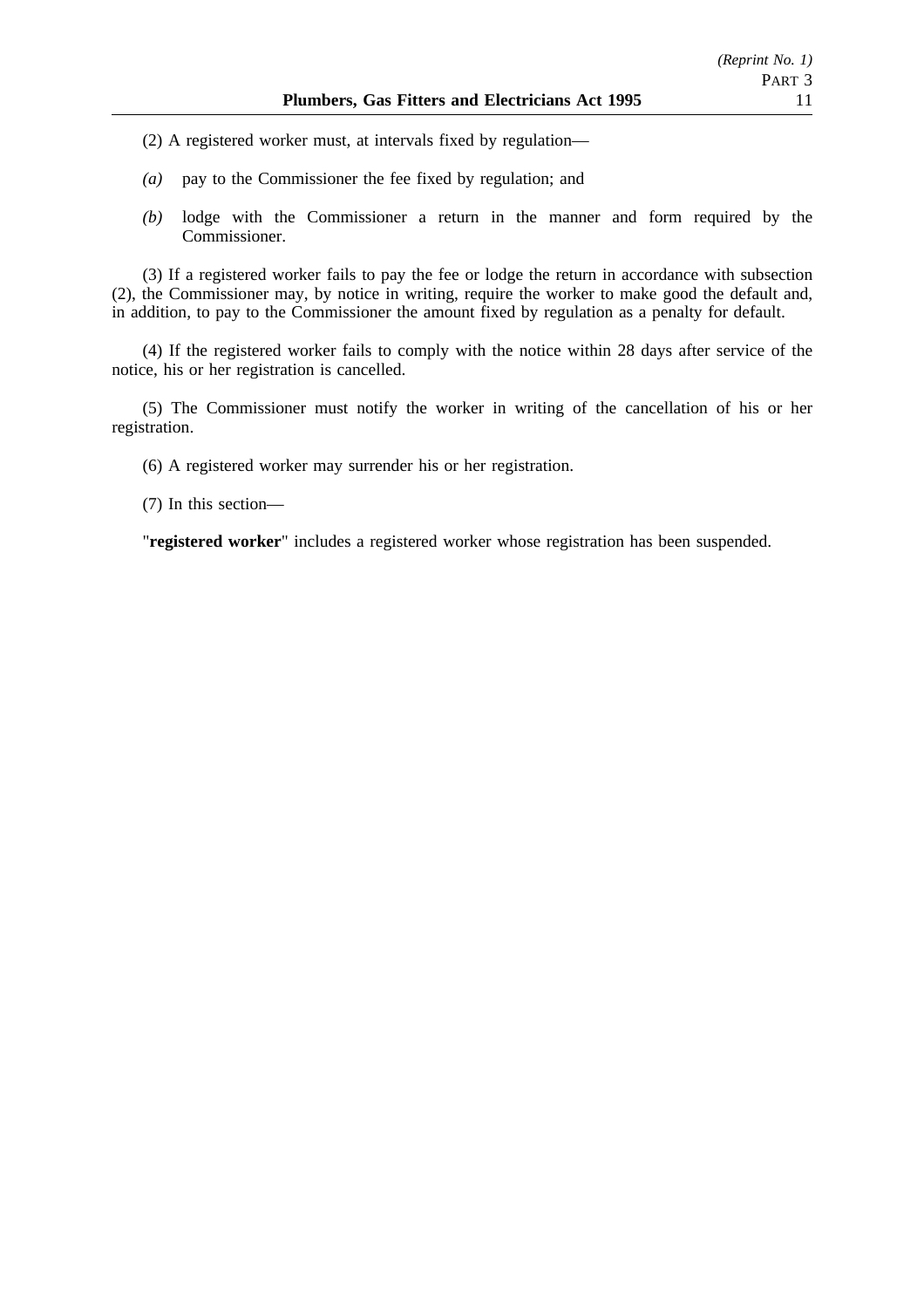(2) A registered worker must, at intervals fixed by regulation—

*(a)* pay to the Commissioner the fee fixed by regulation; and

*(b)* lodge with the Commissioner a return in the manner and form required by the Commissioner.

(3) If a registered worker fails to pay the fee or lodge the return in accordance with subsection (2), the Commissioner may, by notice in writing, require the worker to make good the default and, in addition, to pay to the Commissioner the amount fixed by regulation as a penalty for default.

(4) If the registered worker fails to comply with the notice within 28 days after service of the notice, his or her registration is cancelled.

(5) The Commissioner must notify the worker in writing of the cancellation of his or her registration.

(6) A registered worker may surrender his or her registration.

(7) In this section—

"**registered worker**" includes a registered worker whose registration has been suspended.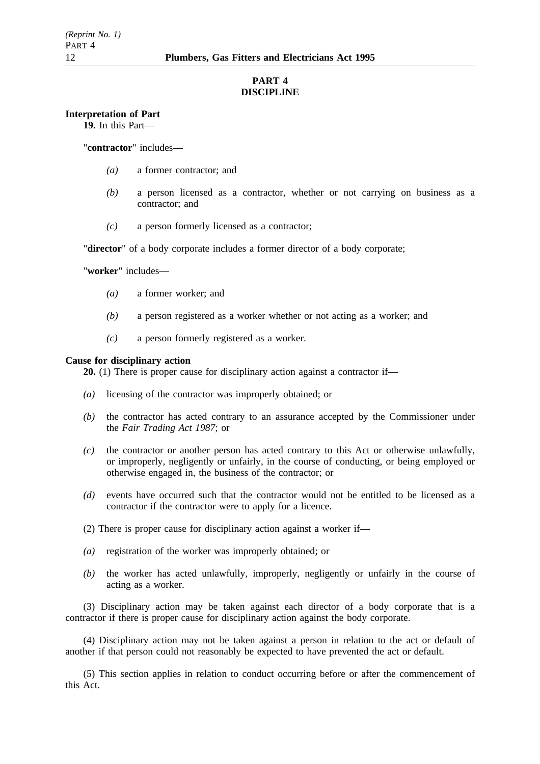# PART 4
# DISCIPLINE

**Interpretation of Part**

**19.** In this Part—

"**contractor**" includes—

*(a)* a former contractor; and

*(b)* a person licensed as a contractor, whether or not carrying on business as a contractor; and

*(c)* a person formerly licensed as a contractor;

"**director**" of a body corporate includes a former director of a body corporate;

"**worker**" includes—

*(a)* a former worker; and

*(b)* a person registered as a worker whether or not acting as a worker; and

*(c)* a person formerly registered as a worker.

**Cause for disciplinary action**

**20.** (1) There is proper cause for disciplinary action against a contractor if—

*(a)* licensing of the contractor was improperly obtained; or

*(b)* the contractor has acted contrary to an assurance accepted by the Commissioner under the *Fair Trading Act 1987*; or

*(c)* the contractor or another person has acted contrary to this Act or otherwise unlawfully, or improperly, negligently or unfairly, in the course of conducting, or being employed or otherwise engaged in, the business of the contractor; or

*(d)* events have occurred such that the contractor would not be entitled to be licensed as a contractor if the contractor were to apply for a licence.

(2) There is proper cause for disciplinary action against a worker if—

*(a)* registration of the worker was improperly obtained; or

*(b)* the worker has acted unlawfully, improperly, negligently or unfairly in the course of acting as a worker.

(3) Disciplinary action may be taken against each director of a body corporate that is a contractor if there is proper cause for disciplinary action against the body corporate.

(4) Disciplinary action may not be taken against a person in relation to the act or default of another if that person could not reasonably be expected to have prevented the act or default.

(5) This section applies in relation to conduct occurring before or after the commencement of this Act.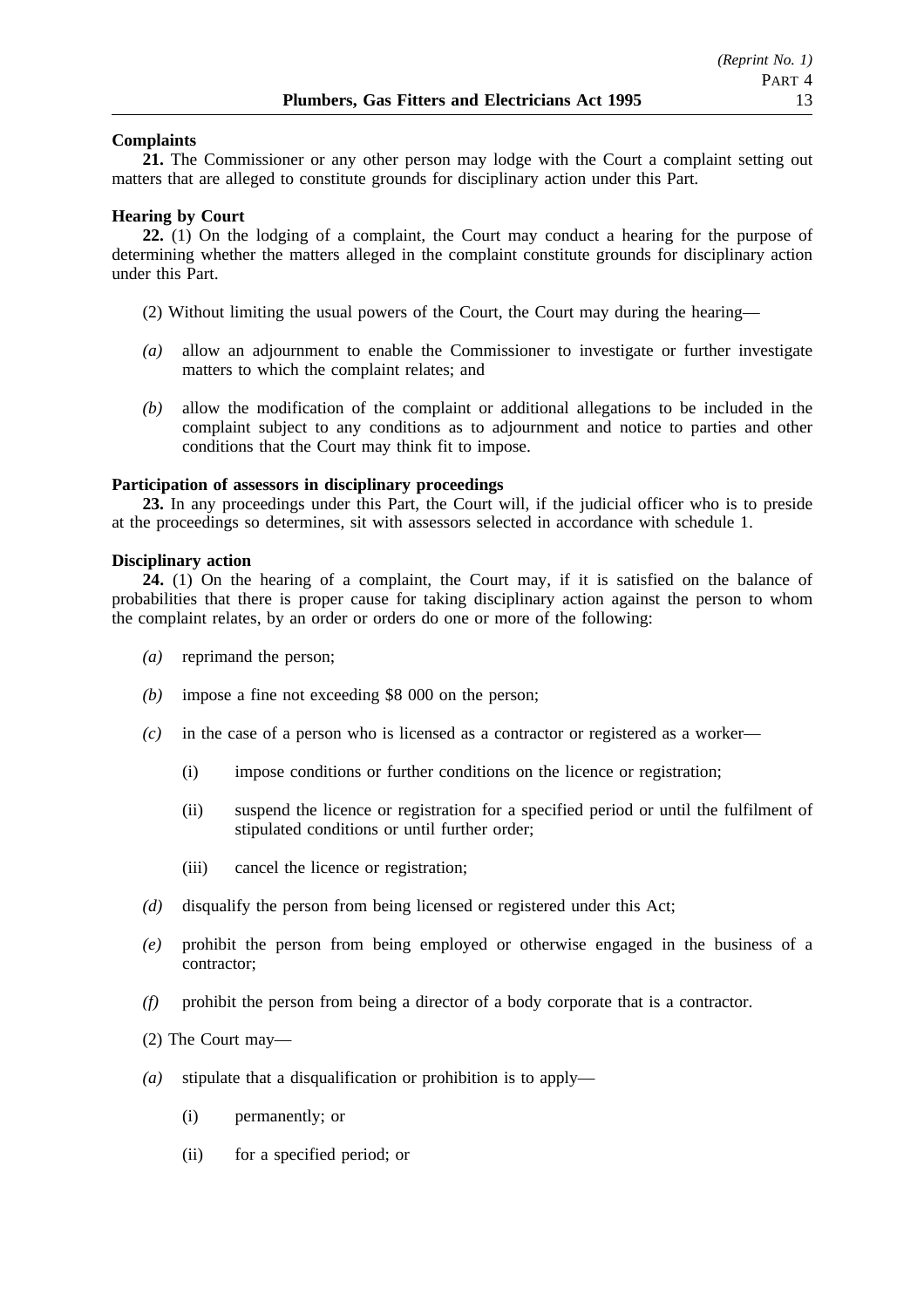**Complaints**

**21.** The Commissioner or any other person may lodge with the Court a complaint setting out matters that are alleged to constitute grounds for disciplinary action under this Part.

**Hearing by Court**

**22.** (1) On the lodging of a complaint, the Court may conduct a hearing for the purpose of determining whether the matters alleged in the complaint constitute grounds for disciplinary action under this Part.

(2) Without limiting the usual powers of the Court, the Court may during the hearing—

*(a)* allow an adjournment to enable the Commissioner to investigate or further investigate matters to which the complaint relates; and

*(b)* allow the modification of the complaint or additional allegations to be included in the complaint subject to any conditions as to adjournment and notice to parties and other conditions that the Court may think fit to impose.

**Participation of assessors in disciplinary proceedings**

**23.** In any proceedings under this Part, the Court will, if the judicial officer who is to preside at the proceedings so determines, sit with assessors selected in accordance with schedule 1.

**Disciplinary action**

**24.** (1) On the hearing of a complaint, the Court may, if it is satisfied on the balance of probabilities that there is proper cause for taking disciplinary action against the person to whom the complaint relates, by an order or orders do one or more of the following:

*(a)* reprimand the person;

*(b)* impose a fine not exceeding $8 000 on the person;

*(c)* in the case of a person who is licensed as a contractor or registered as a worker—

(i) impose conditions or further conditions on the licence or registration;

(ii) suspend the licence or registration for a specified period or until the fulfilment of stipulated conditions or until further order;

(iii) cancel the licence or registration;

*(d)* disqualify the person from being licensed or registered under this Act;

*(e)* prohibit the person from being employed or otherwise engaged in the business of a contractor;

*(f)* prohibit the person from being a director of a body corporate that is a contractor.

(2) The Court may—

*(a)* stipulate that a disqualification or prohibition is to apply—

(i) permanently; or

(ii) for a specified period; or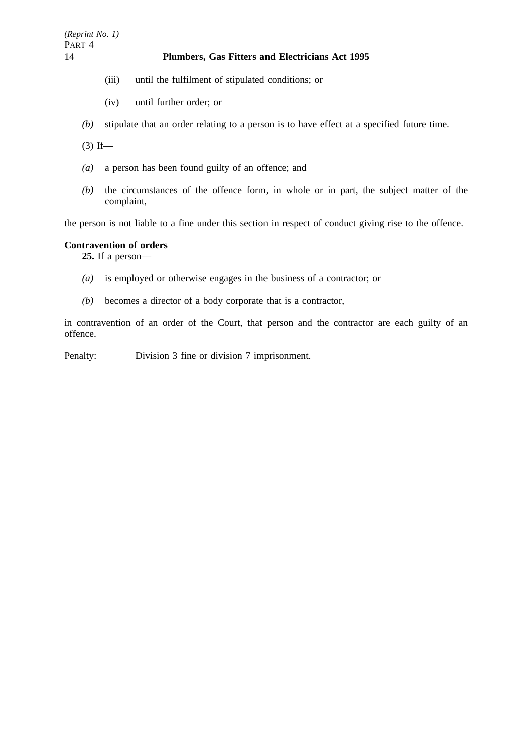(iii) until the fulfilment of stipulated conditions; or

(iv) until further order; or

*(b)* stipulate that an order relating to a person is to have effect at a specified future time.

(3) If—

*(a)* a person has been found guilty of an offence; and

*(b)* the circumstances of the offence form, in whole or in part, the subject matter of the complaint,

the person is not liable to a fine under this section in respect of conduct giving rise to the offence.

**Contravention of orders**

**25.** If a person—

*(a)* is employed or otherwise engages in the business of a contractor; or

*(b)* becomes a director of a body corporate that is a contractor,

in contravention of an order of the Court, that person and the contractor are each guilty of an offence.

Penalty: Division 3 fine or division 7 imprisonment.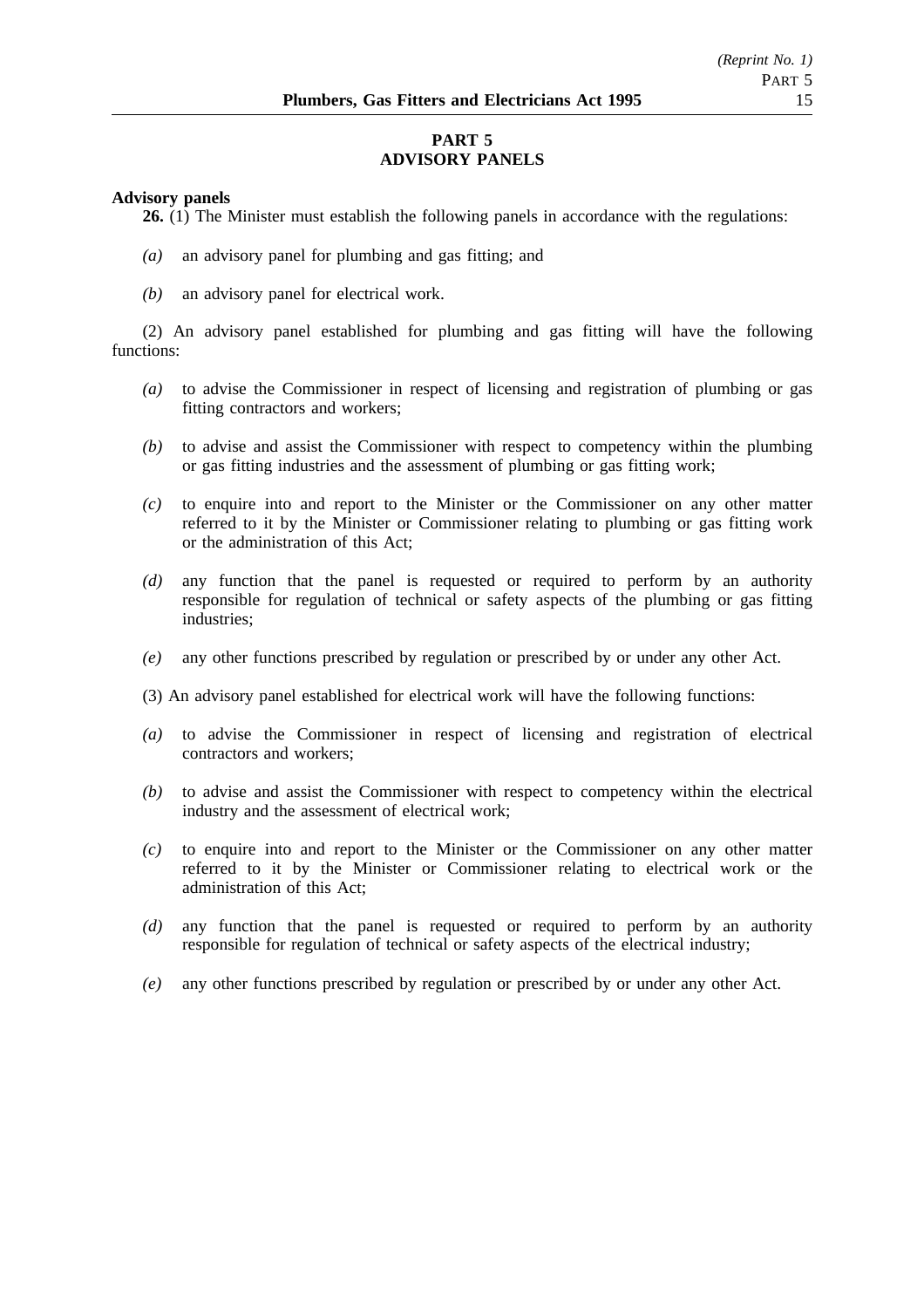## PART 5
## ADVISORY PANELS

**Advisory panels**

**26.** (1) The Minister must establish the following panels in accordance with the regulations:

*(a)* an advisory panel for plumbing and gas fitting; and

*(b)* an advisory panel for electrical work.

(2) An advisory panel established for plumbing and gas fitting will have the following functions:

*(a)* to advise the Commissioner in respect of licensing and registration of plumbing or gas fitting contractors and workers;

*(b)* to advise and assist the Commissioner with respect to competency within the plumbing or gas fitting industries and the assessment of plumbing or gas fitting work;

*(c)* to enquire into and report to the Minister or the Commissioner on any other matter referred to it by the Minister or Commissioner relating to plumbing or gas fitting work or the administration of this Act;

*(d)* any function that the panel is requested or required to perform by an authority responsible for regulation of technical or safety aspects of the plumbing or gas fitting industries;

*(e)* any other functions prescribed by regulation or prescribed by or under any other Act.

(3) An advisory panel established for electrical work will have the following functions:

*(a)* to advise the Commissioner in respect of licensing and registration of electrical contractors and workers;

*(b)* to advise and assist the Commissioner with respect to competency within the electrical industry and the assessment of electrical work;

*(c)* to enquire into and report to the Minister or the Commissioner on any other matter referred to it by the Minister or Commissioner relating to electrical work or the administration of this Act;

*(d)* any function that the panel is requested or required to perform by an authority responsible for regulation of technical or safety aspects of the electrical industry;

*(e)* any other functions prescribed by regulation or prescribed by or under any other Act.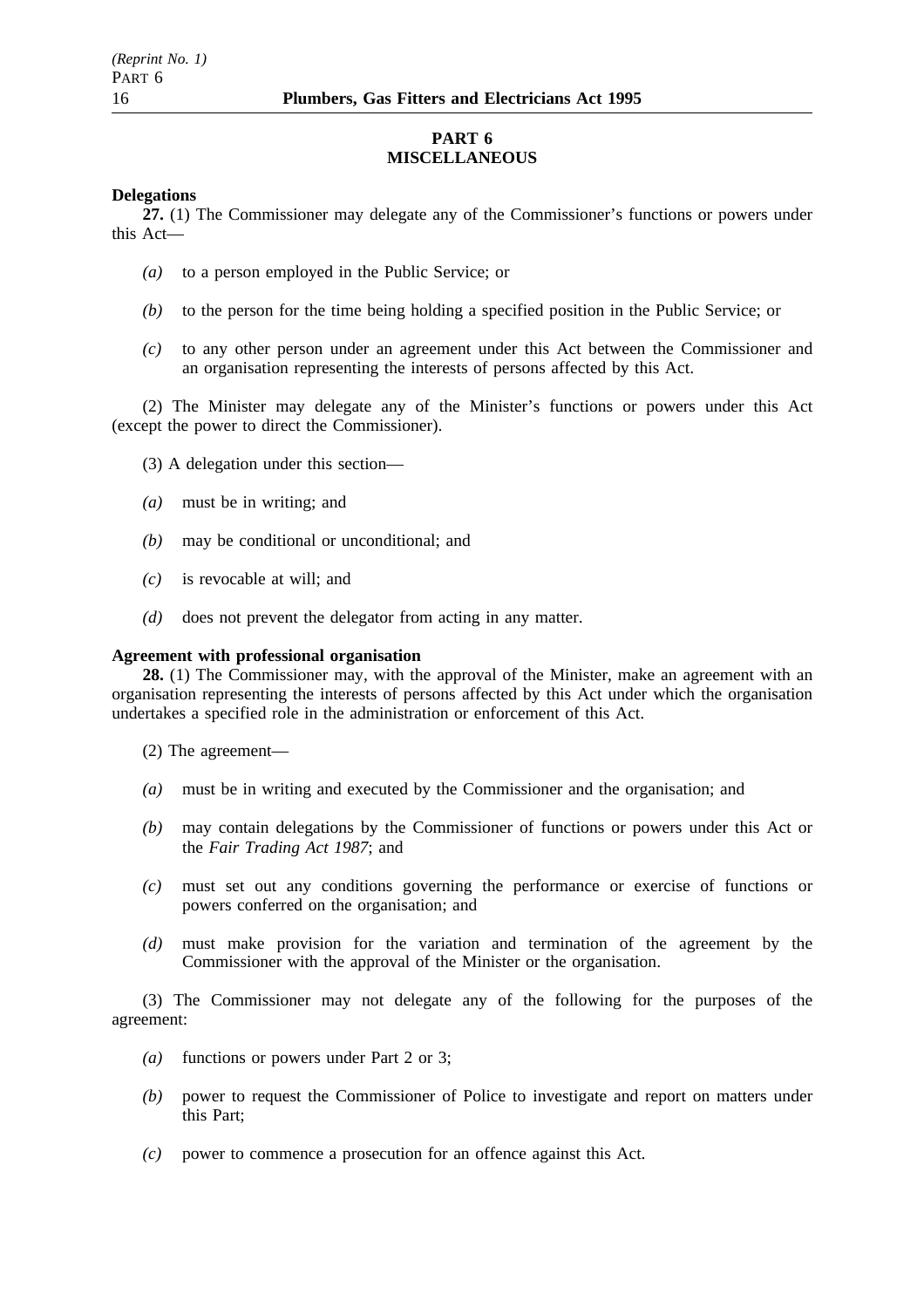## PART 6
## MISCELLANEOUS

**Delegations**

**27.** (1) The Commissioner may delegate any of the Commissioner's functions or powers under this Act—

*(a)* to a person employed in the Public Service; or

*(b)* to the person for the time being holding a specified position in the Public Service; or

*(c)* to any other person under an agreement under this Act between the Commissioner and an organisation representing the interests of persons affected by this Act.

(2) The Minister may delegate any of the Minister's functions or powers under this Act (except the power to direct the Commissioner).

(3) A delegation under this section—

*(a)* must be in writing; and

*(b)* may be conditional or unconditional; and

*(c)* is revocable at will; and

*(d)* does not prevent the delegator from acting in any matter.

**Agreement with professional organisation**

**28.** (1) The Commissioner may, with the approval of the Minister, make an agreement with an organisation representing the interests of persons affected by this Act under which the organisation undertakes a specified role in the administration or enforcement of this Act.

(2) The agreement—

*(a)* must be in writing and executed by the Commissioner and the organisation; and

*(b)* may contain delegations by the Commissioner of functions or powers under this Act or the *Fair Trading Act 1987*; and

*(c)* must set out any conditions governing the performance or exercise of functions or powers conferred on the organisation; and

*(d)* must make provision for the variation and termination of the agreement by the Commissioner with the approval of the Minister or the organisation.

(3) The Commissioner may not delegate any of the following for the purposes of the agreement:

*(a)* functions or powers under Part 2 or 3;

*(b)* power to request the Commissioner of Police to investigate and report on matters under this Part;

*(c)* power to commence a prosecution for an offence against this Act.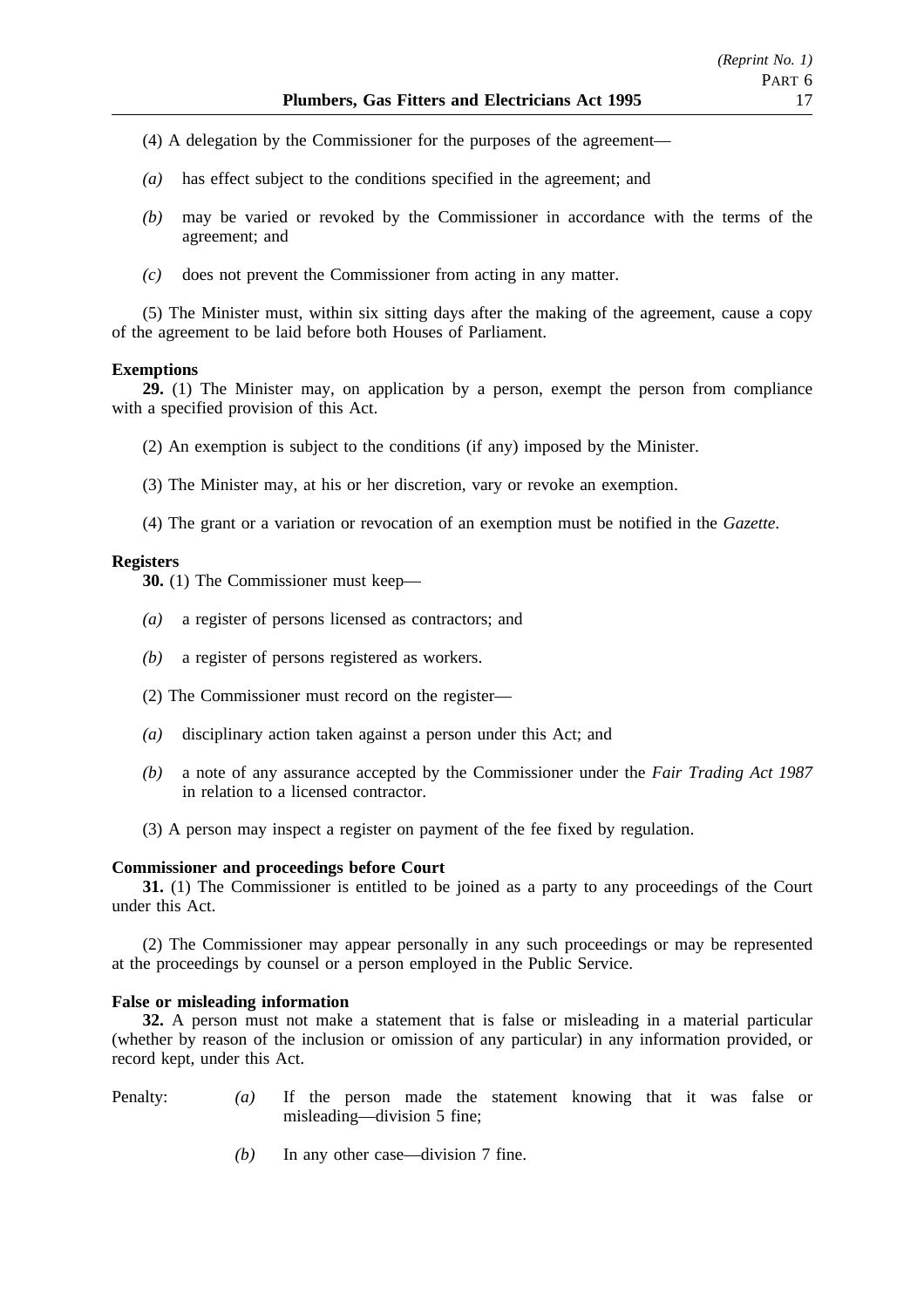(4) A delegation by the Commissioner for the purposes of the agreement—

*(a)* has effect subject to the conditions specified in the agreement; and

*(b)* may be varied or revoked by the Commissioner in accordance with the terms of the agreement; and

*(c)* does not prevent the Commissioner from acting in any matter.

(5) The Minister must, within six sitting days after the making of the agreement, cause a copy of the agreement to be laid before both Houses of Parliament.

**Exemptions**

**29.** (1) The Minister may, on application by a person, exempt the person from compliance with a specified provision of this Act.

(2) An exemption is subject to the conditions (if any) imposed by the Minister.

(3) The Minister may, at his or her discretion, vary or revoke an exemption.

(4) The grant or a variation or revocation of an exemption must be notified in the *Gazette*.

**Registers**

**30.** (1) The Commissioner must keep—

*(a)* a register of persons licensed as contractors; and

*(b)* a register of persons registered as workers.

(2) The Commissioner must record on the register—

*(a)* disciplinary action taken against a person under this Act; and

*(b)* a note of any assurance accepted by the Commissioner under the *Fair Trading Act 1987* in relation to a licensed contractor.

(3) A person may inspect a register on payment of the fee fixed by regulation.

**Commissioner and proceedings before Court**

**31.** (1) The Commissioner is entitled to be joined as a party to any proceedings of the Court under this Act.

(2) The Commissioner may appear personally in any such proceedings or may be represented at the proceedings by counsel or a person employed in the Public Service.

**False or misleading information**

**32.** A person must not make a statement that is false or misleading in a material particular (whether by reason of the inclusion or omission of any particular) in any information provided, or record kept, under this Act.

Penalty: *(a)* If the person made the statement knowing that it was false or misleading—division 5 fine;

*(b)* In any other case—division 7 fine.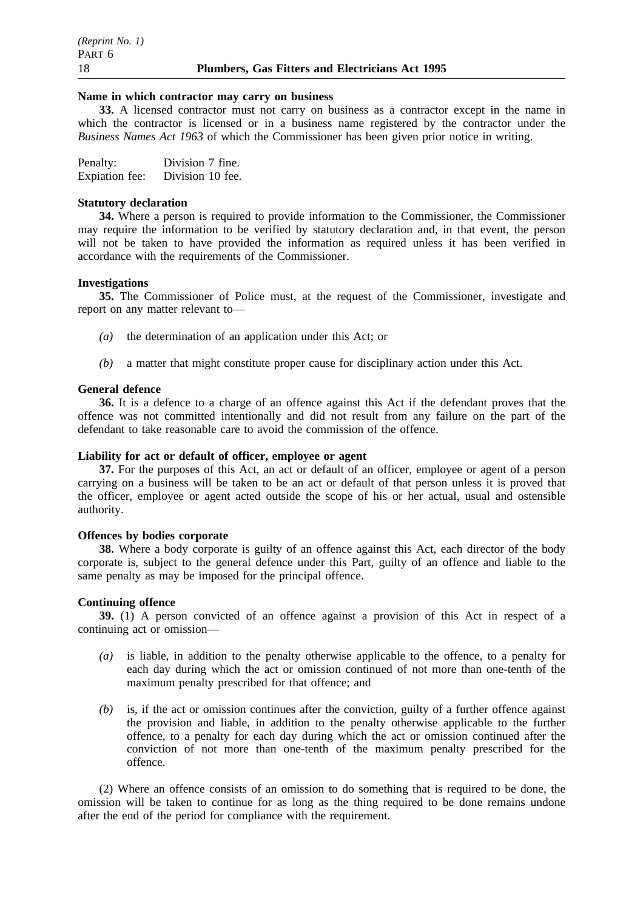**Name in which contractor may carry on business**

**33.** A licensed contractor must not carry on business as a contractor except in the name in which the contractor is licensed or in a business name registered by the contractor under the *Business Names Act 1963* of which the Commissioner has been given prior notice in writing.

Penalty: Division 7 fine.
Expiation fee: Division 10 fee.

**Statutory declaration**

**34.** Where a person is required to provide information to the Commissioner, the Commissioner may require the information to be verified by statutory declaration and, in that event, the person will not be taken to have provided the information as required unless it has been verified in accordance with the requirements of the Commissioner.

**Investigations**

**35.** The Commissioner of Police must, at the request of the Commissioner, investigate and report on any matter relevant to—

*(a)* the determination of an application under this Act; or

*(b)* a matter that might constitute proper cause for disciplinary action under this Act.

**General defence**

**36.** It is a defence to a charge of an offence against this Act if the defendant proves that the offence was not committed intentionally and did not result from any failure on the part of the defendant to take reasonable care to avoid the commission of the offence.

**Liability for act or default of officer, employee or agent**

**37.** For the purposes of this Act, an act or default of an officer, employee or agent of a person carrying on a business will be taken to be an act or default of that person unless it is proved that the officer, employee or agent acted outside the scope of his or her actual, usual and ostensible authority.

**Offences by bodies corporate**

**38.** Where a body corporate is guilty of an offence against this Act, each director of the body corporate is, subject to the general defence under this Part, guilty of an offence and liable to the same penalty as may be imposed for the principal offence.

**Continuing offence**

**39.** (1) A person convicted of an offence against a provision of this Act in respect of a continuing act or omission—

*(a)* is liable, in addition to the penalty otherwise applicable to the offence, to a penalty for each day during which the act or omission continued of not more than one-tenth of the maximum penalty prescribed for that offence; and

*(b)* is, if the act or omission continues after the conviction, guilty of a further offence against the provision and liable, in addition to the penalty otherwise applicable to the further offence, to a penalty for each day during which the act or omission continued after the conviction of not more than one-tenth of the maximum penalty prescribed for the offence.

(2) Where an offence consists of an omission to do something that is required to be done, the omission will be taken to continue for as long as the thing required to be done remains undone after the end of the period for compliance with the requirement.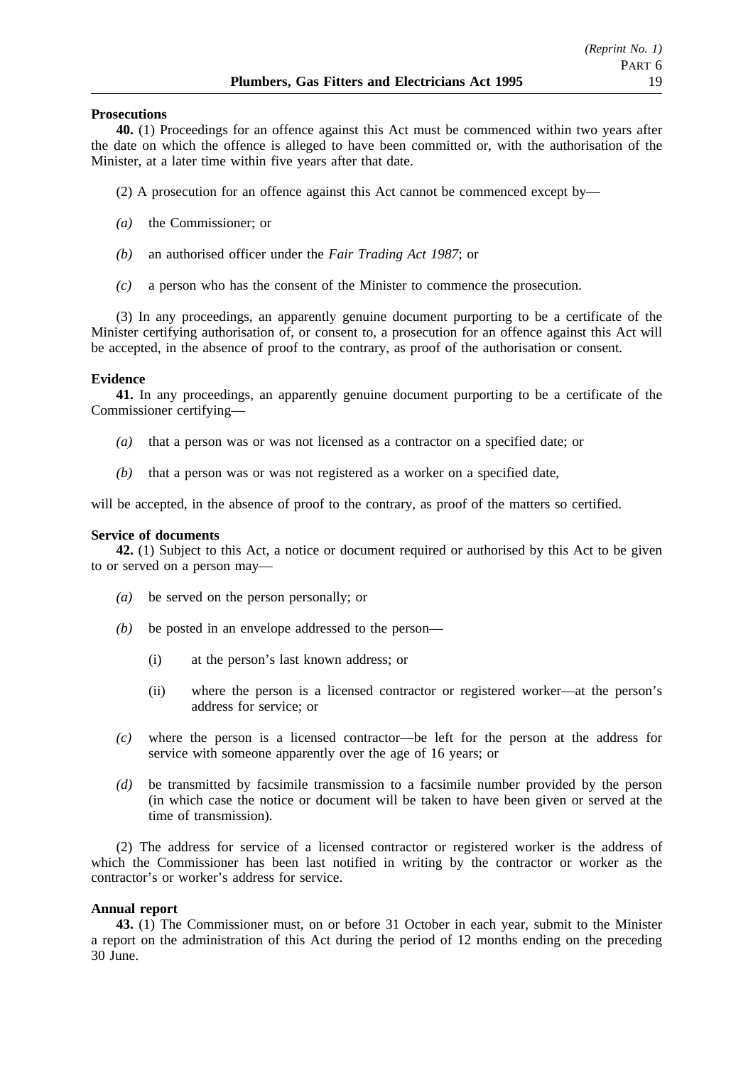**Prosecutions**

**40.** (1) Proceedings for an offence against this Act must be commenced within two years after the date on which the offence is alleged to have been committed or, with the authorisation of the Minister, at a later time within five years after that date.

(2) A prosecution for an offence against this Act cannot be commenced except by—

*(a)* the Commissioner; or

*(b)* an authorised officer under the *Fair Trading Act 1987*; or

*(c)* a person who has the consent of the Minister to commence the prosecution.

(3) In any proceedings, an apparently genuine document purporting to be a certificate of the Minister certifying authorisation of, or consent to, a prosecution for an offence against this Act will be accepted, in the absence of proof to the contrary, as proof of the authorisation or consent.

**Evidence**

**41.** In any proceedings, an apparently genuine document purporting to be a certificate of the Commissioner certifying—

*(a)* that a person was or was not licensed as a contractor on a specified date; or

*(b)* that a person was or was not registered as a worker on a specified date,

will be accepted, in the absence of proof to the contrary, as proof of the matters so certified.

**Service of documents**

**42.** (1) Subject to this Act, a notice or document required or authorised by this Act to be given to or served on a person may—

*(a)* be served on the person personally; or

*(b)* be posted in an envelope addressed to the person—

(i) at the person's last known address; or

(ii) where the person is a licensed contractor or registered worker—at the person's address for service; or

*(c)* where the person is a licensed contractor—be left for the person at the address for service with someone apparently over the age of 16 years; or

*(d)* be transmitted by facsimile transmission to a facsimile number provided by the person (in which case the notice or document will be taken to have been given or served at the time of transmission).

(2) The address for service of a licensed contractor or registered worker is the address of which the Commissioner has been last notified in writing by the contractor or worker as the contractor's or worker's address for service.

**Annual report**

**43.** (1) The Commissioner must, on or before 31 October in each year, submit to the Minister a report on the administration of this Act during the period of 12 months ending on the preceding 30 June.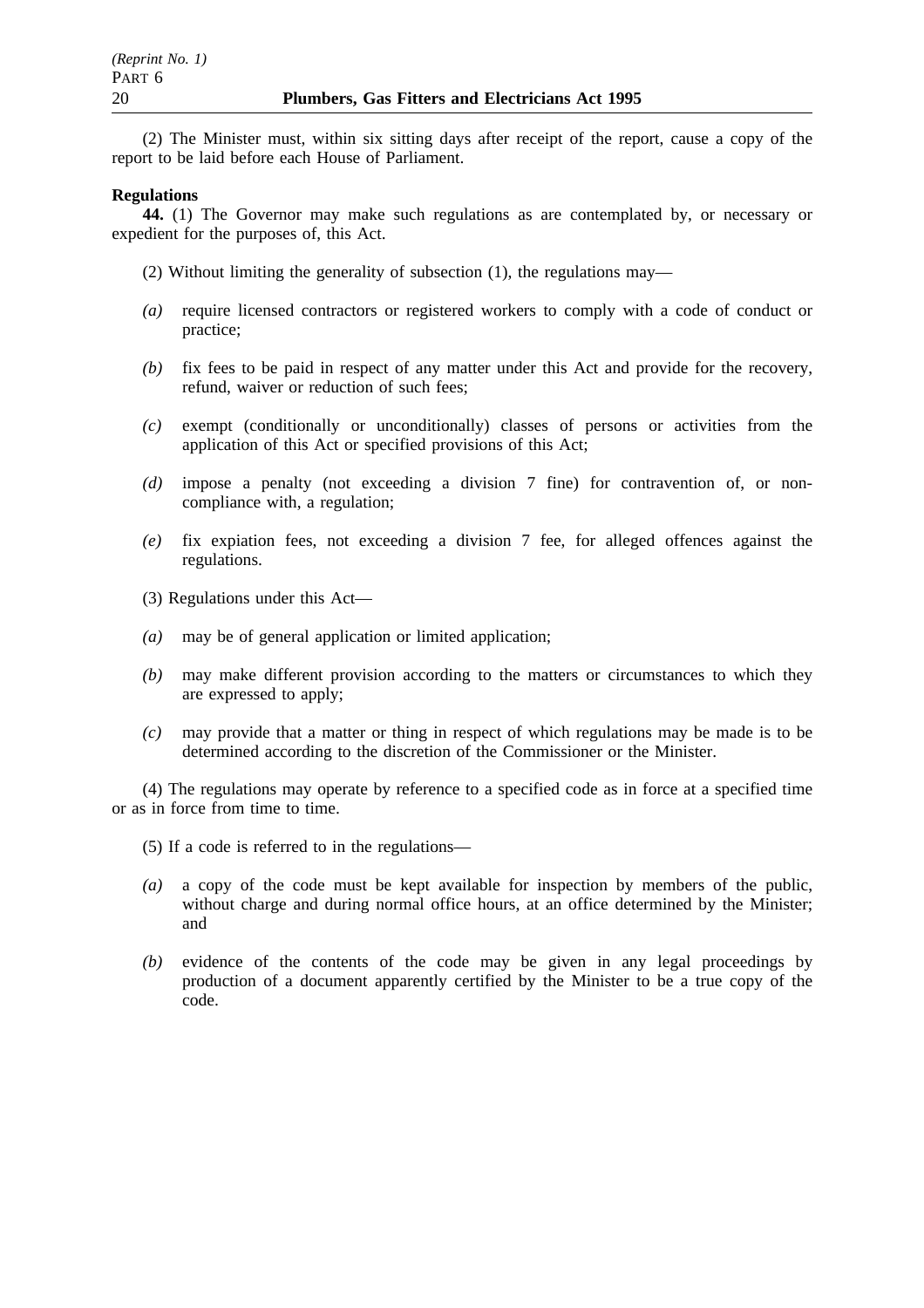(2) The Minister must, within six sitting days after receipt of the report, cause a copy of the report to be laid before each House of Parliament.

**Regulations**

**44.** (1) The Governor may make such regulations as are contemplated by, or necessary or expedient for the purposes of, this Act.

(2) Without limiting the generality of subsection (1), the regulations may—

*(a)* require licensed contractors or registered workers to comply with a code of conduct or practice;

*(b)* fix fees to be paid in respect of any matter under this Act and provide for the recovery, refund, waiver or reduction of such fees;

*(c)* exempt (conditionally or unconditionally) classes of persons or activities from the application of this Act or specified provisions of this Act;

*(d)* impose a penalty (not exceeding a division 7 fine) for contravention of, or non-compliance with, a regulation;

*(e)* fix expiation fees, not exceeding a division 7 fee, for alleged offences against the regulations.

(3) Regulations under this Act—

*(a)* may be of general application or limited application;

*(b)* may make different provision according to the matters or circumstances to which they are expressed to apply;

*(c)* may provide that a matter or thing in respect of which regulations may be made is to be determined according to the discretion of the Commissioner or the Minister.

(4) The regulations may operate by reference to a specified code as in force at a specified time or as in force from time to time.

(5) If a code is referred to in the regulations—

*(a)* a copy of the code must be kept available for inspection by members of the public, without charge and during normal office hours, at an office determined by the Minister; and

*(b)* evidence of the contents of the code may be given in any legal proceedings by production of a document apparently certified by the Minister to be a true copy of the code.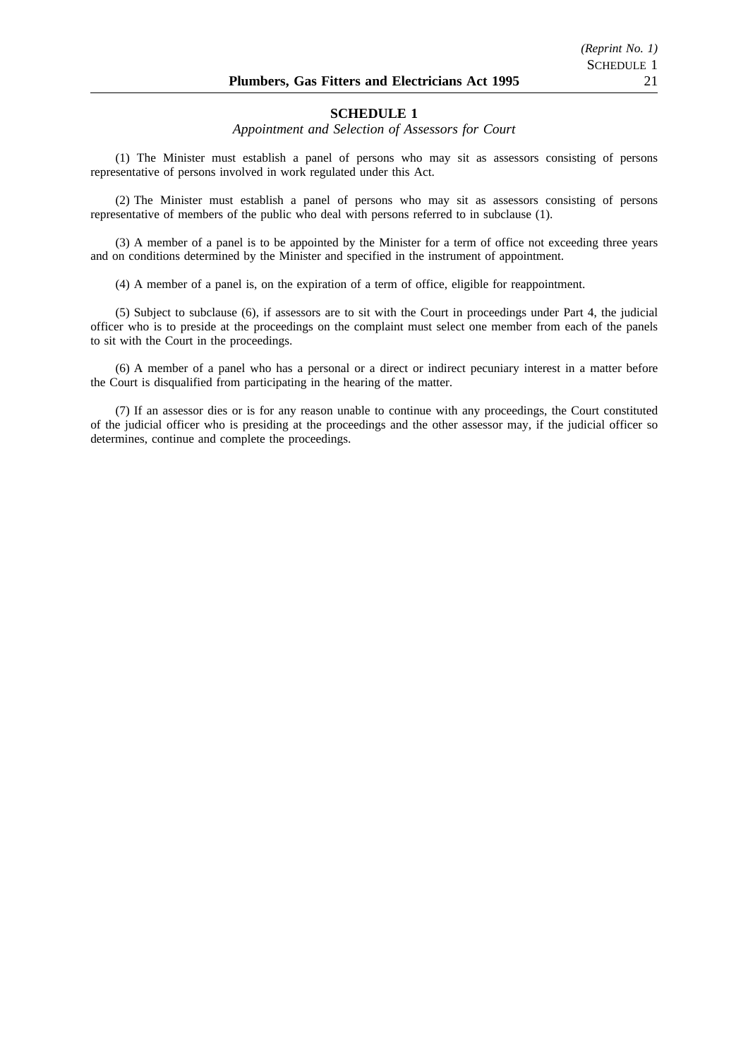# SCHEDULE 1

*Appointment and Selection of Assessors for Court*

(1) The Minister must establish a panel of persons who may sit as assessors consisting of persons representative of persons involved in work regulated under this Act.

(2) The Minister must establish a panel of persons who may sit as assessors consisting of persons representative of members of the public who deal with persons referred to in subclause (1).

(3) A member of a panel is to be appointed by the Minister for a term of office not exceeding three years and on conditions determined by the Minister and specified in the instrument of appointment.

(4) A member of a panel is, on the expiration of a term of office, eligible for reappointment.

(5) Subject to subclause (6), if assessors are to sit with the Court in proceedings under Part 4, the judicial officer who is to preside at the proceedings on the complaint must select one member from each of the panels to sit with the Court in the proceedings.

(6) A member of a panel who has a personal or a direct or indirect pecuniary interest in a matter before the Court is disqualified from participating in the hearing of the matter.

(7) If an assessor dies or is for any reason unable to continue with any proceedings, the Court constituted of the judicial officer who is presiding at the proceedings and the other assessor may, if the judicial officer so determines, continue and complete the proceedings.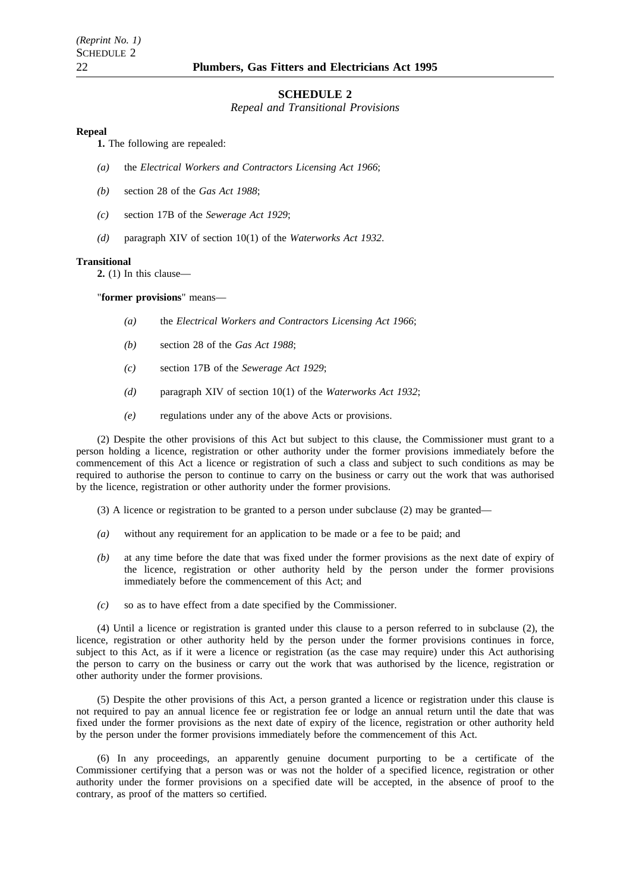## SCHEDULE 2

*Repeal and Transitional Provisions*

**Repeal**

**1.** The following are repealed:

*(a)* the *Electrical Workers and Contractors Licensing Act 1966*;

*(b)* section 28 of the *Gas Act 1988*;

*(c)* section 17B of the *Sewerage Act 1929*;

*(d)* paragraph XIV of section 10(1) of the *Waterworks Act 1932*.

**Transitional**

**2.** (1) In this clause—

"**former provisions**" means—

*(a)* the *Electrical Workers and Contractors Licensing Act 1966*;

*(b)* section 28 of the *Gas Act 1988*;

*(c)* section 17B of the *Sewerage Act 1929*;

*(d)* paragraph XIV of section 10(1) of the *Waterworks Act 1932*;

*(e)* regulations under any of the above Acts or provisions.

(2) Despite the other provisions of this Act but subject to this clause, the Commissioner must grant to a person holding a licence, registration or other authority under the former provisions immediately before the commencement of this Act a licence or registration of such a class and subject to such conditions as may be required to authorise the person to continue to carry on the business or carry out the work that was authorised by the licence, registration or other authority under the former provisions.

(3) A licence or registration to be granted to a person under subclause (2) may be granted—

*(a)* without any requirement for an application to be made or a fee to be paid; and

*(b)* at any time before the date that was fixed under the former provisions as the next date of expiry of the licence, registration or other authority held by the person under the former provisions immediately before the commencement of this Act; and

*(c)* so as to have effect from a date specified by the Commissioner.

(4) Until a licence or registration is granted under this clause to a person referred to in subclause (2), the licence, registration or other authority held by the person under the former provisions continues in force, subject to this Act, as if it were a licence or registration (as the case may require) under this Act authorising the person to carry on the business or carry out the work that was authorised by the licence, registration or other authority under the former provisions.

(5) Despite the other provisions of this Act, a person granted a licence or registration under this clause is not required to pay an annual licence fee or registration fee or lodge an annual return until the date that was fixed under the former provisions as the next date of expiry of the licence, registration or other authority held by the person under the former provisions immediately before the commencement of this Act.

(6) In any proceedings, an apparently genuine document purporting to be a certificate of the Commissioner certifying that a person was or was not the holder of a specified licence, registration or other authority under the former provisions on a specified date will be accepted, in the absence of proof to the contrary, as proof of the matters so certified.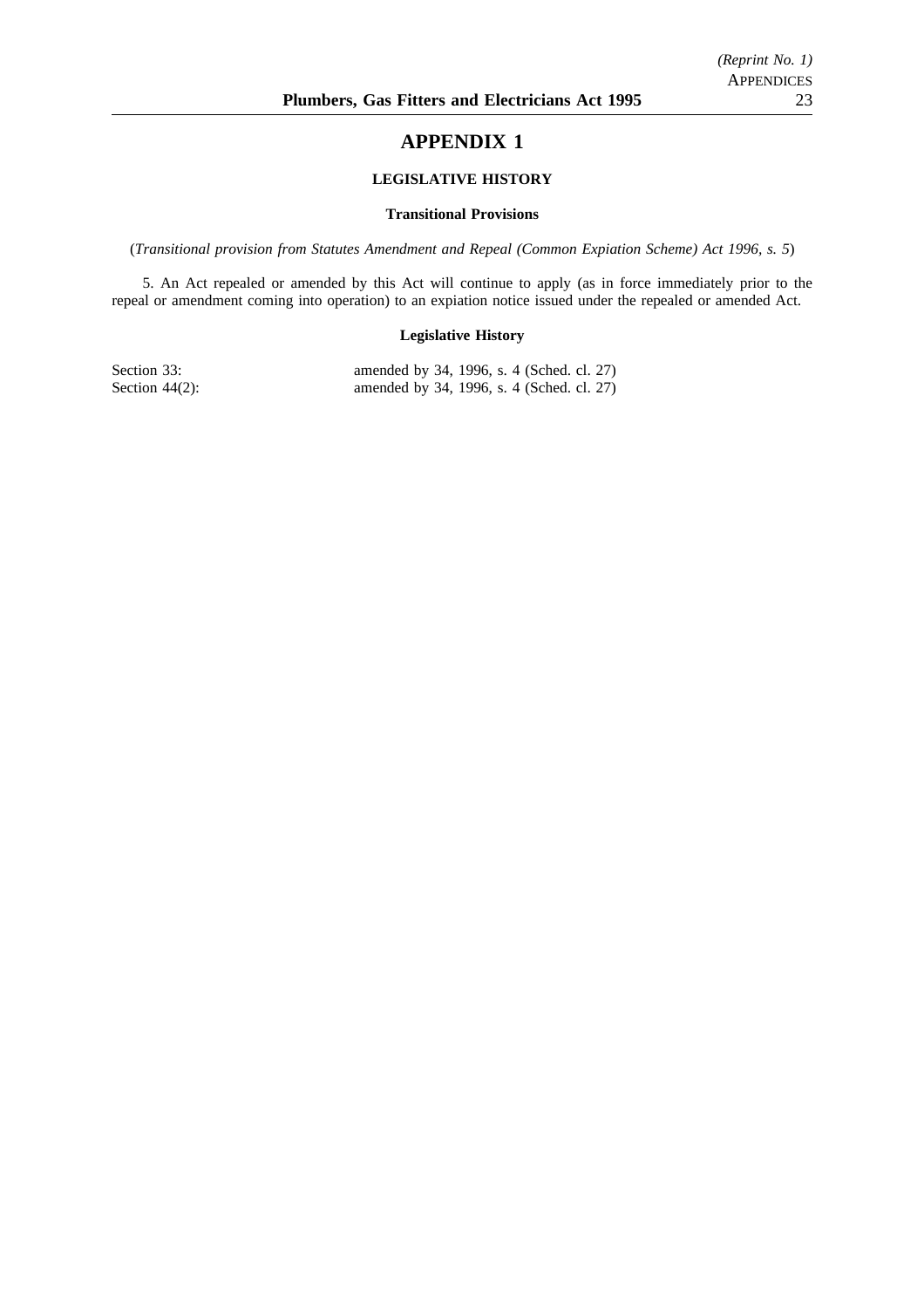# APPENDIX 1

## LEGISLATIVE HISTORY

### Transitional Provisions

(*Transitional provision from Statutes Amendment and Repeal (Common Expiation Scheme) Act 1996, s. 5*)

5. An Act repealed or amended by this Act will continue to apply (as in force immediately prior to the repeal or amendment coming into operation) to an expiation notice issued under the repealed or amended Act.

### Legislative History

| | |
|---|---|
| Section 33: | amended by 34, 1996, s. 4 (Sched. cl. 27) |
| Section 44(2): | amended by 34, 1996, s. 4 (Sched. cl. 27) |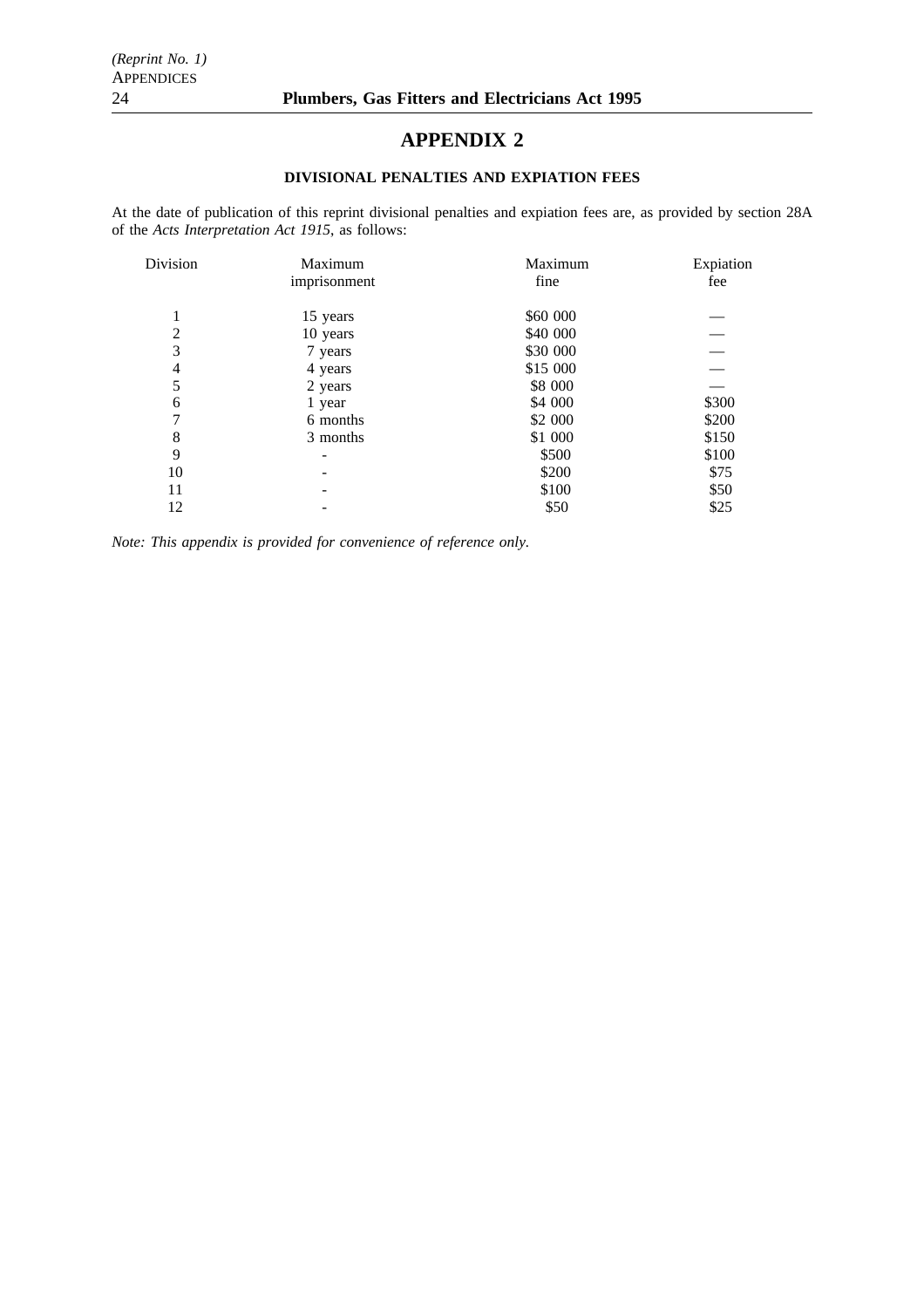# APPENDIX 2

### DIVISIONAL PENALTIES AND EXPIATION FEES

At the date of publication of this reprint divisional penalties and expiation fees are, as provided by section 28A of the *Acts Interpretation Act 1915*, as follows:

| Division | Maximum imprisonment | Maximum fine | Expiation fee |
|---|---|---|---|
| 1 | 15 years | \$60 000 | — |
| 2 | 10 years | \$40 000 | — |
| 3 | 7 years | \$30 000 | — |
| 4 | 4 years | \$15 000 | — |
| 5 | 2 years | \$8 000 | — |
| 6 | 1 year | \$4 000 | \$300 |
| 7 | 6 months | \$2 000 | \$200 |
| 8 | 3 months | \$1 000 | \$150 |
| 9 | - | \$500 | \$100 |
| 10 | - | \$200 | \$75 |
| 11 | - | \$100 | \$50 |
| 12 | - | \$50 | \$25 |

*Note: This appendix is provided for convenience of reference only.*